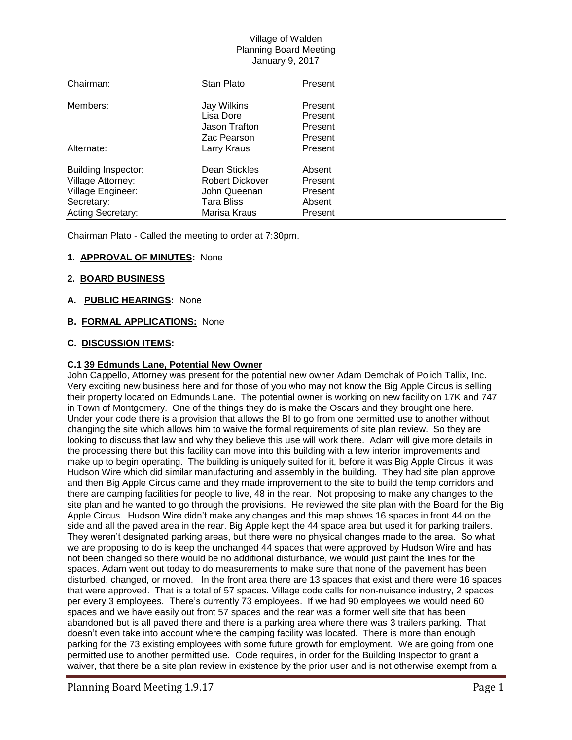Village of Walden
Planning Board Meeting
January 9, 2017

| | | |
|---|---|---|
| Chairman: | Stan Plato | Present |
| Members: | Jay Wilkins | Present |
| | Lisa Dore | Present |
| | Jason Trafton | Present |
| | Zac Pearson | Present |
| Alternate: | Larry Kraus | Present |
| Building Inspector: | Dean Stickles | Absent |
| Village Attorney: | Robert Dickover | Present |
| Village Engineer: | John Queenan | Present |
| Secretary: | Tara Bliss | Absent |
| Acting Secretary: | Marisa Kraus | Present |

Chairman Plato - Called the meeting to order at 7:30pm.

**1. APPROVAL OF MINUTES:** None

**2. BOARD BUSINESS**

**A. PUBLIC HEARINGS:** None

**B. FORMAL APPLICATIONS:** None

**C. DISCUSSION ITEMS:**

**C.1 39 Edmunds Lane, Potential New Owner**

John Cappello, Attorney was present for the potential new owner Adam Demchak of Polich Tallix, Inc. Very exciting new business here and for those of you who may not know the Big Apple Circus is selling their property located on Edmunds Lane. The potential owner is working on new facility on 17K and 747 in Town of Montgomery. One of the things they do is make the Oscars and they brought one here. Under your code there is a provision that allows the BI to go from one permitted use to another without changing the site which allows him to waive the formal requirements of site plan review. So they are looking to discuss that law and why they believe this use will work there. Adam will give more details in the processing there but this facility can move into this building with a few interior improvements and make up to begin operating. The building is uniquely suited for it, before it was Big Apple Circus, it was Hudson Wire which did similar manufacturing and assembly in the building. They had site plan approve and then Big Apple Circus came and they made improvement to the site to build the temp corridors and there are camping facilities for people to live, 48 in the rear. Not proposing to make any changes to the site plan and he wanted to go through the provisions. He reviewed the site plan with the Board for the Big Apple Circus. Hudson Wire didn't make any changes and this map shows 16 spaces in front 44 on the side and all the paved area in the rear. Big Apple kept the 44 space area but used it for parking trailers. They weren't designated parking areas, but there were no physical changes made to the area. So what we are proposing to do is keep the unchanged 44 spaces that were approved by Hudson Wire and has not been changed so there would be no additional disturbance, we would just paint the lines for the spaces. Adam went out today to do measurements to make sure that none of the pavement has been disturbed, changed, or moved. In the front area there are 13 spaces that exist and there were 16 spaces that were approved. That is a total of 57 spaces. Village code calls for non-nuisance industry, 2 spaces per every 3 employees. There's currently 73 employees. If we had 90 employees we would need 60 spaces and we have easily out front 57 spaces and the rear was a former well site that has been abandoned but is all paved there and there is a parking area where there was 3 trailers parking. That doesn't even take into account where the camping facility was located. There is more than enough parking for the 73 existing employees with some future growth for employment. We are going from one permitted use to another permitted use. Code requires, in order for the Building Inspector to grant a waiver, that there be a site plan review in existence by the prior user and is not otherwise exempt from a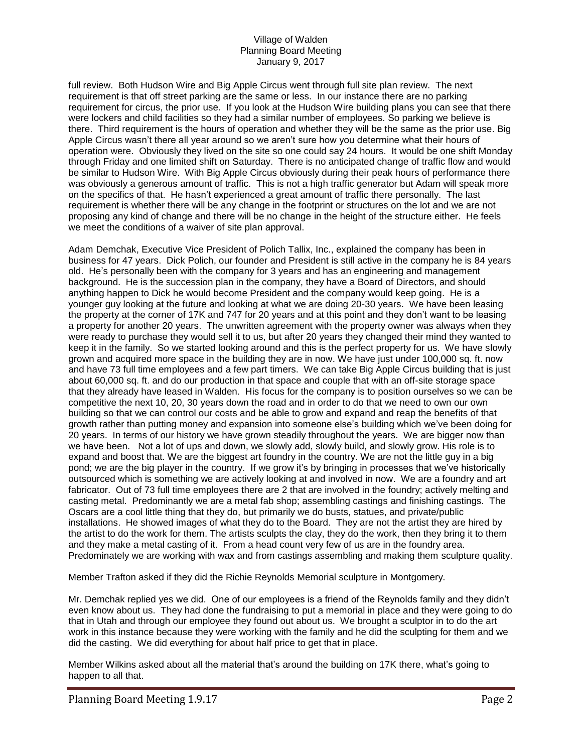full review. Both Hudson Wire and Big Apple Circus went through full site plan review. The next requirement is that off street parking are the same or less. In our instance there are no parking requirement for circus, the prior use. If you look at the Hudson Wire building plans you can see that there were lockers and child facilities so they had a similar number of employees. So parking we believe is there. Third requirement is the hours of operation and whether they will be the same as the prior use. Big Apple Circus wasn't there all year around so we aren't sure how you determine what their hours of operation were. Obviously they lived on the site so one could say 24 hours. It would be one shift Monday through Friday and one limited shift on Saturday. There is no anticipated change of traffic flow and would be similar to Hudson Wire. With Big Apple Circus obviously during their peak hours of performance there was obviously a generous amount of traffic. This is not a high traffic generator but Adam will speak more on the specifics of that. He hasn't experienced a great amount of traffic there personally. The last requirement is whether there will be any change in the footprint or structures on the lot and we are not proposing any kind of change and there will be no change in the height of the structure either. He feels we meet the conditions of a waiver of site plan approval.

Adam Demchak, Executive Vice President of Polich Tallix, Inc., explained the company has been in business for 47 years. Dick Polich, our founder and President is still active in the company he is 84 years old. He's personally been with the company for 3 years and has an engineering and management background. He is the succession plan in the company, they have a Board of Directors, and should anything happen to Dick he would become President and the company would keep going. He is a younger guy looking at the future and looking at what we are doing 20-30 years. We have been leasing the property at the corner of 17K and 747 for 20 years and at this point and they don't want to be leasing a property for another 20 years. The unwritten agreement with the property owner was always when they were ready to purchase they would sell it to us, but after 20 years they changed their mind they wanted to keep it in the family. So we started looking around and this is the perfect property for us. We have slowly grown and acquired more space in the building they are in now. We have just under 100,000 sq. ft. now and have 73 full time employees and a few part timers. We can take Big Apple Circus building that is just about 60,000 sq. ft. and do our production in that space and couple that with an off-site storage space that they already have leased in Walden. His focus for the company is to position ourselves so we can be competitive the next 10, 20, 30 years down the road and in order to do that we need to own our own building so that we can control our costs and be able to grow and expand and reap the benefits of that growth rather than putting money and expansion into someone else's building which we've been doing for 20 years. In terms of our history we have grown steadily throughout the years. We are bigger now than we have been. Not a lot of ups and down, we slowly add, slowly build, and slowly grow. His role is to expand and boost that. We are the biggest art foundry in the country. We are not the little guy in a big pond; we are the big player in the country. If we grow it's by bringing in processes that we've historically outsourced which is something we are actively looking at and involved in now. We are a foundry and art fabricator. Out of 73 full time employees there are 2 that are involved in the foundry; actively melting and casting metal. Predominantly we are a metal fab shop; assembling castings and finishing castings. The Oscars are a cool little thing that they do, but primarily we do busts, statues, and private/public installations. He showed images of what they do to the Board. They are not the artist they are hired by the artist to do the work for them. The artists sculpts the clay, they do the work, then they bring it to them and they make a metal casting of it. From a head count very few of us are in the foundry area. Predominately we are working with wax and from castings assembling and making them sculpture quality.

Member Trafton asked if they did the Richie Reynolds Memorial sculpture in Montgomery.

Mr. Demchak replied yes we did. One of our employees is a friend of the Reynolds family and they didn't even know about us. They had done the fundraising to put a memorial in place and they were going to do that in Utah and through our employee they found out about us. We brought a sculptor in to do the art work in this instance because they were working with the family and he did the sculpting for them and we did the casting. We did everything for about half price to get that in place.

Member Wilkins asked about all the material that's around the building on 17K there, what's going to happen to all that.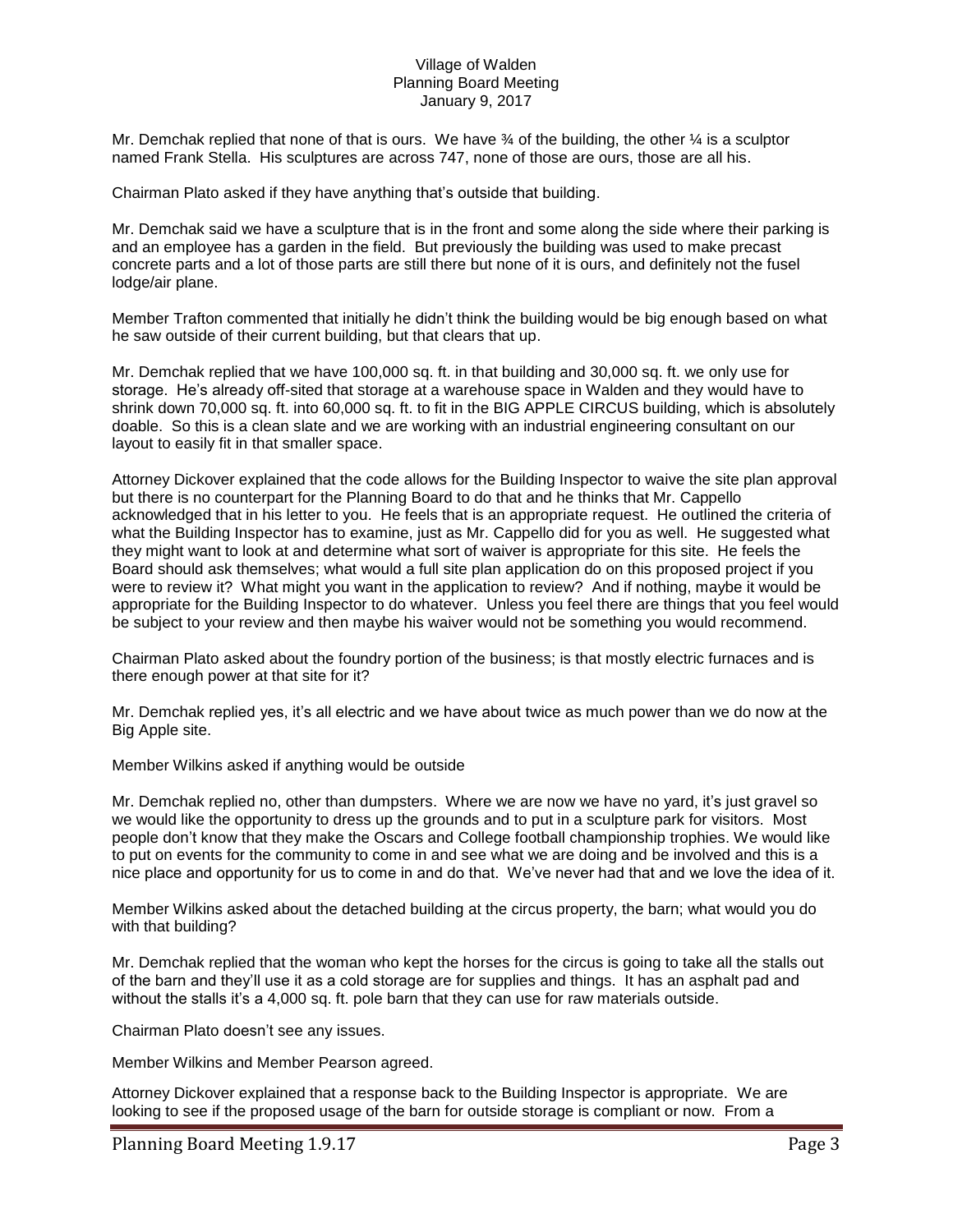Mr. Demchak replied that none of that is ours. We have ¾ of the building, the other ¼ is a sculptor named Frank Stella. His sculptures are across 747, none of those are ours, those are all his.

Chairman Plato asked if they have anything that's outside that building.

Mr. Demchak said we have a sculpture that is in the front and some along the side where their parking is and an employee has a garden in the field. But previously the building was used to make precast concrete parts and a lot of those parts are still there but none of it is ours, and definitely not the fusel lodge/air plane.

Member Trafton commented that initially he didn't think the building would be big enough based on what he saw outside of their current building, but that clears that up.

Mr. Demchak replied that we have 100,000 sq. ft. in that building and 30,000 sq. ft. we only use for storage. He's already off-sited that storage at a warehouse space in Walden and they would have to shrink down 70,000 sq. ft. into 60,000 sq. ft. to fit in the BIG APPLE CIRCUS building, which is absolutely doable. So this is a clean slate and we are working with an industrial engineering consultant on our layout to easily fit in that smaller space.

Attorney Dickover explained that the code allows for the Building Inspector to waive the site plan approval but there is no counterpart for the Planning Board to do that and he thinks that Mr. Cappello acknowledged that in his letter to you. He feels that is an appropriate request. He outlined the criteria of what the Building Inspector has to examine, just as Mr. Cappello did for you as well. He suggested what they might want to look at and determine what sort of waiver is appropriate for this site. He feels the Board should ask themselves; what would a full site plan application do on this proposed project if you were to review it? What might you want in the application to review? And if nothing, maybe it would be appropriate for the Building Inspector to do whatever. Unless you feel there are things that you feel would be subject to your review and then maybe his waiver would not be something you would recommend.

Chairman Plato asked about the foundry portion of the business; is that mostly electric furnaces and is there enough power at that site for it?

Mr. Demchak replied yes, it's all electric and we have about twice as much power than we do now at the Big Apple site.

Member Wilkins asked if anything would be outside

Mr. Demchak replied no, other than dumpsters. Where we are now we have no yard, it's just gravel so we would like the opportunity to dress up the grounds and to put in a sculpture park for visitors. Most people don't know that they make the Oscars and College football championship trophies. We would like to put on events for the community to come in and see what we are doing and be involved and this is a nice place and opportunity for us to come in and do that. We've never had that and we love the idea of it.

Member Wilkins asked about the detached building at the circus property, the barn; what would you do with that building?

Mr. Demchak replied that the woman who kept the horses for the circus is going to take all the stalls out of the barn and they'll use it as a cold storage are for supplies and things. It has an asphalt pad and without the stalls it's a 4,000 sq. ft. pole barn that they can use for raw materials outside.

Chairman Plato doesn't see any issues.

Member Wilkins and Member Pearson agreed.

Attorney Dickover explained that a response back to the Building Inspector is appropriate. We are looking to see if the proposed usage of the barn for outside storage is compliant or now. From a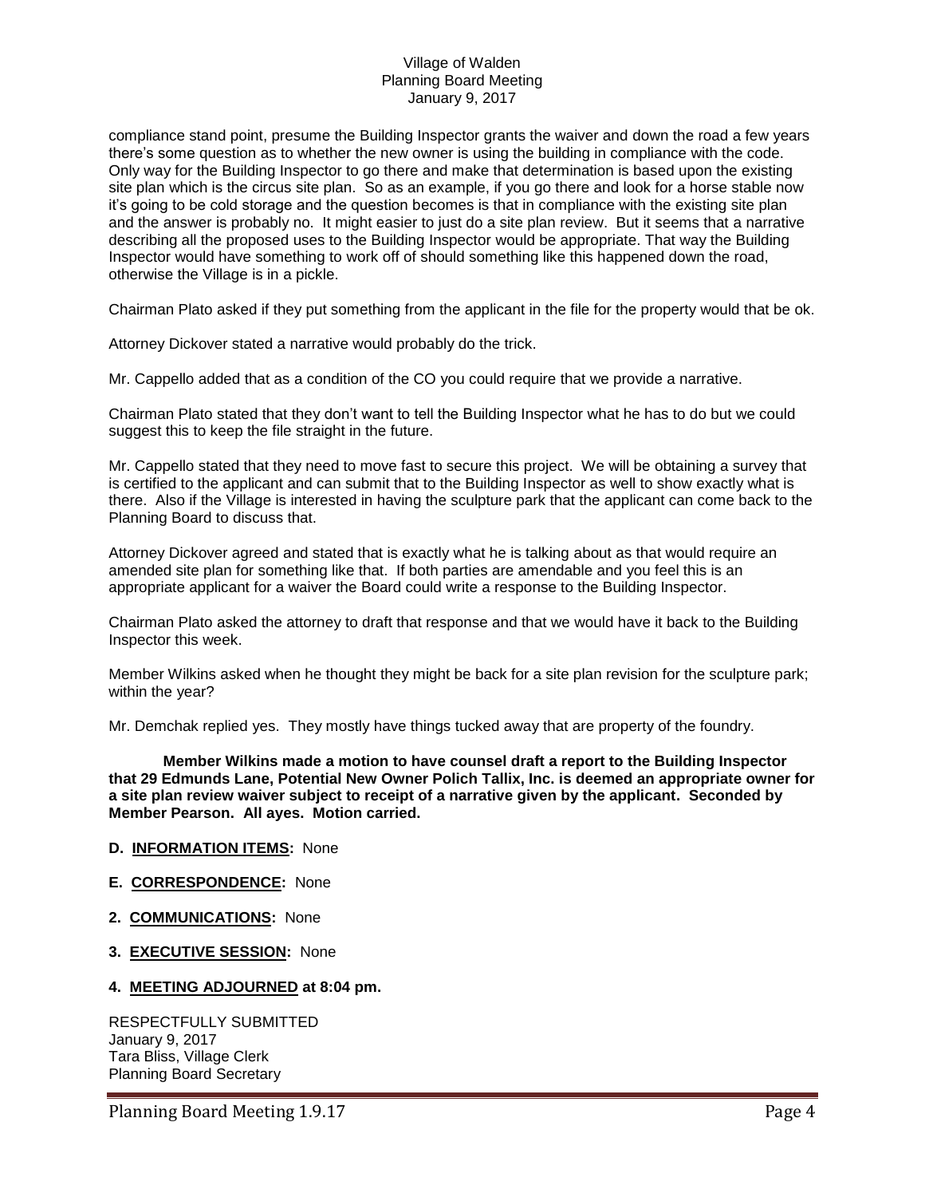compliance stand point, presume the Building Inspector grants the waiver and down the road a few years there's some question as to whether the new owner is using the building in compliance with the code. Only way for the Building Inspector to go there and make that determination is based upon the existing site plan which is the circus site plan. So as an example, if you go there and look for a horse stable now it's going to be cold storage and the question becomes is that in compliance with the existing site plan and the answer is probably no. It might easier to just do a site plan review. But it seems that a narrative describing all the proposed uses to the Building Inspector would be appropriate. That way the Building Inspector would have something to work off of should something like this happened down the road, otherwise the Village is in a pickle.

Chairman Plato asked if they put something from the applicant in the file for the property would that be ok.

Attorney Dickover stated a narrative would probably do the trick.

Mr. Cappello added that as a condition of the CO you could require that we provide a narrative.

Chairman Plato stated that they don't want to tell the Building Inspector what he has to do but we could suggest this to keep the file straight in the future.

Mr. Cappello stated that they need to move fast to secure this project. We will be obtaining a survey that is certified to the applicant and can submit that to the Building Inspector as well to show exactly what is there. Also if the Village is interested in having the sculpture park that the applicant can come back to the Planning Board to discuss that.

Attorney Dickover agreed and stated that is exactly what he is talking about as that would require an amended site plan for something like that. If both parties are amendable and you feel this is an appropriate applicant for a waiver the Board could write a response to the Building Inspector.

Chairman Plato asked the attorney to draft that response and that we would have it back to the Building Inspector this week.

Member Wilkins asked when he thought they might be back for a site plan revision for the sculpture park; within the year?

Mr. Demchak replied yes. They mostly have things tucked away that are property of the foundry.

**Member Wilkins made a motion to have counsel draft a report to the Building Inspector that 29 Edmunds Lane, Potential New Owner Polich Tallix, Inc. is deemed an appropriate owner for a site plan review waiver subject to receipt of a narrative given by the applicant. Seconded by Member Pearson. All ayes. Motion carried.**

**D. INFORMATION ITEMS:** None

**E. CORRESPONDENCE:** None

**2. COMMUNICATIONS:** None

**3. EXECUTIVE SESSION:** None

**4. MEETING ADJOURNED at 8:04 pm.**

RESPECTFULLY SUBMITTED
January 9, 2017
Tara Bliss, Village Clerk
Planning Board Secretary